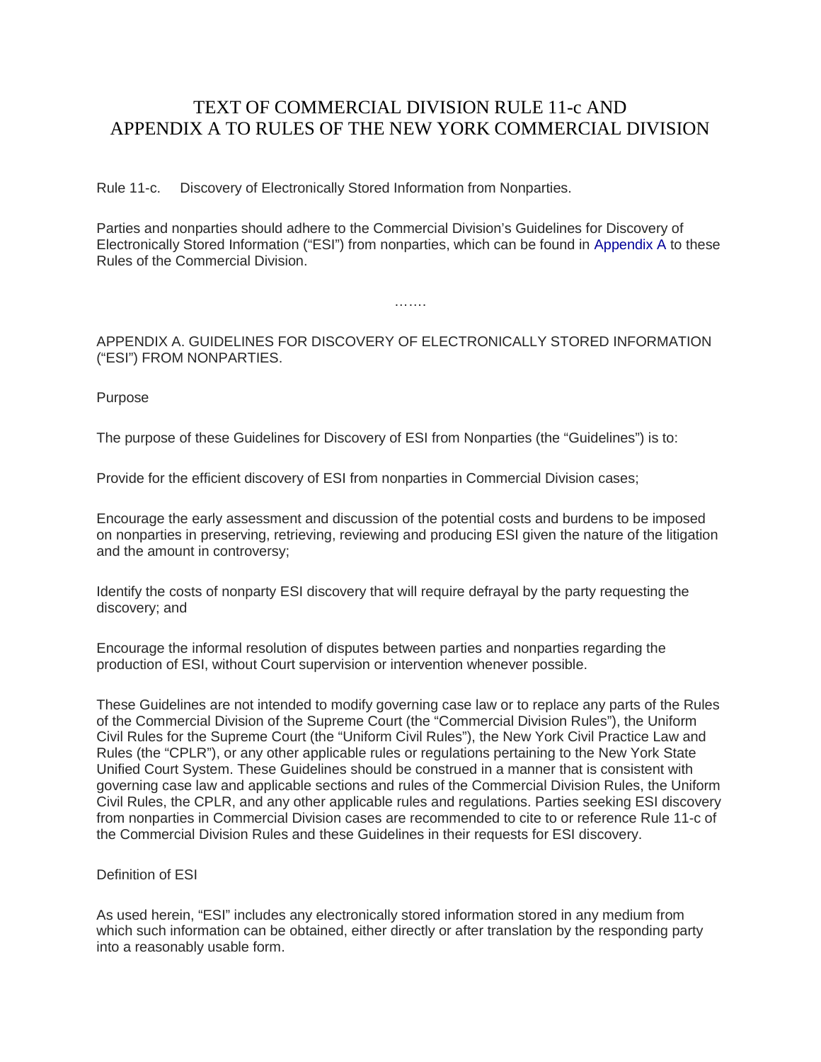# TEXT OF COMMERCIAL DIVISION RULE 11-c AND APPENDIX A TO RULES OF THE NEW YORK COMMERCIAL DIVISION

Rule 11-c. Discovery of Electronically Stored Information from Nonparties.

Parties and nonparties should adhere to the Commercial Division's Guidelines for Discovery of Electronically Stored Information ("ESI") from nonparties, which can be found in Appendix A to these Rules of the Commercial Division.

…….

## APPENDIX A. GUIDELINES FOR DISCOVERY OF ELECTRONICALLY STORED INFORMATION ("ESI") FROM NONPARTIES.

### Purpose

The purpose of these Guidelines for Discovery of ESI from Nonparties (the "Guidelines") is to:

Provide for the efficient discovery of ESI from nonparties in Commercial Division cases;

Encourage the early assessment and discussion of the potential costs and burdens to be imposed on nonparties in preserving, retrieving, reviewing and producing ESI given the nature of the litigation and the amount in controversy;

Identify the costs of nonparty ESI discovery that will require defrayal by the party requesting the discovery; and

Encourage the informal resolution of disputes between parties and nonparties regarding the production of ESI, without Court supervision or intervention whenever possible.

These Guidelines are not intended to modify governing case law or to replace any parts of the Rules of the Commercial Division of the Supreme Court (the "Commercial Division Rules"), the Uniform Civil Rules for the Supreme Court (the "Uniform Civil Rules"), the New York Civil Practice Law and Rules (the "CPLR"), or any other applicable rules or regulations pertaining to the New York State Unified Court System. These Guidelines should be construed in a manner that is consistent with governing case law and applicable sections and rules of the Commercial Division Rules, the Uniform Civil Rules, the CPLR, and any other applicable rules and regulations. Parties seeking ESI discovery from nonparties in Commercial Division cases are recommended to cite to or reference Rule 11-c of the Commercial Division Rules and these Guidelines in their requests for ESI discovery.

### Definition of ESI

As used herein, "ESI" includes any electronically stored information stored in any medium from which such information can be obtained, either directly or after translation by the responding party into a reasonably usable form.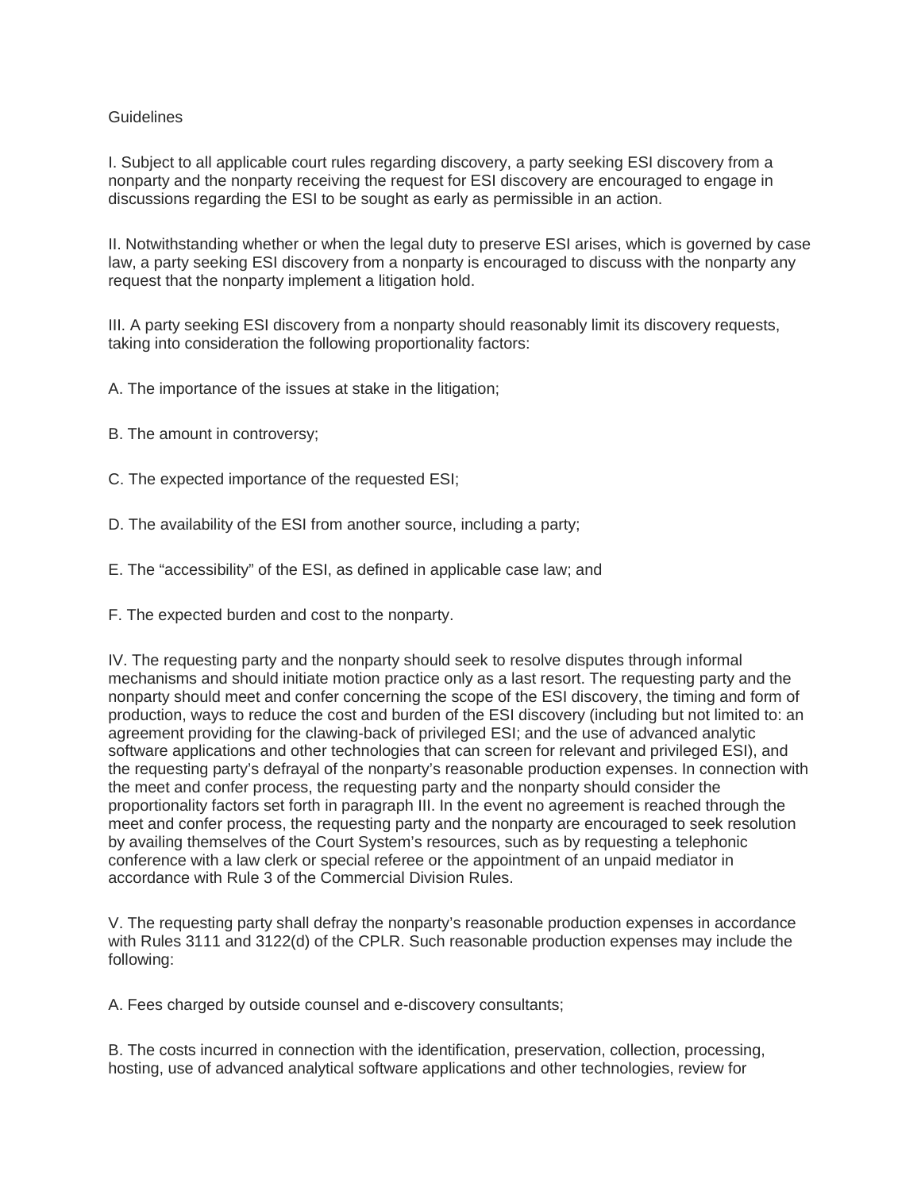Guidelines

I. Subject to all applicable court rules regarding discovery, a party seeking ESI discovery from a nonparty and the nonparty receiving the request for ESI discovery are encouraged to engage in discussions regarding the ESI to be sought as early as permissible in an action.

II. Notwithstanding whether or when the legal duty to preserve ESI arises, which is governed by case law, a party seeking ESI discovery from a nonparty is encouraged to discuss with the nonparty any request that the nonparty implement a litigation hold.

III. A party seeking ESI discovery from a nonparty should reasonably limit its discovery requests, taking into consideration the following proportionality factors:

A. The importance of the issues at stake in the litigation;

B. The amount in controversy;

C. The expected importance of the requested ESI;

D. The availability of the ESI from another source, including a party;

E. The "accessibility" of the ESI, as defined in applicable case law; and

F. The expected burden and cost to the nonparty.

IV. The requesting party and the nonparty should seek to resolve disputes through informal mechanisms and should initiate motion practice only as a last resort. The requesting party and the nonparty should meet and confer concerning the scope of the ESI discovery, the timing and form of production, ways to reduce the cost and burden of the ESI discovery (including but not limited to: an agreement providing for the clawing-back of privileged ESI; and the use of advanced analytic software applications and other technologies that can screen for relevant and privileged ESI), and the requesting party's defrayal of the nonparty's reasonable production expenses. In connection with the meet and confer process, the requesting party and the nonparty should consider the proportionality factors set forth in paragraph III. In the event no agreement is reached through the meet and confer process, the requesting party and the nonparty are encouraged to seek resolution by availing themselves of the Court System's resources, such as by requesting a telephonic conference with a law clerk or special referee or the appointment of an unpaid mediator in accordance with Rule 3 of the Commercial Division Rules.

V. The requesting party shall defray the nonparty's reasonable production expenses in accordance with Rules 3111 and 3122(d) of the CPLR. Such reasonable production expenses may include the following:

A. Fees charged by outside counsel and e-discovery consultants;

B. The costs incurred in connection with the identification, preservation, collection, processing, hosting, use of advanced analytical software applications and other technologies, review for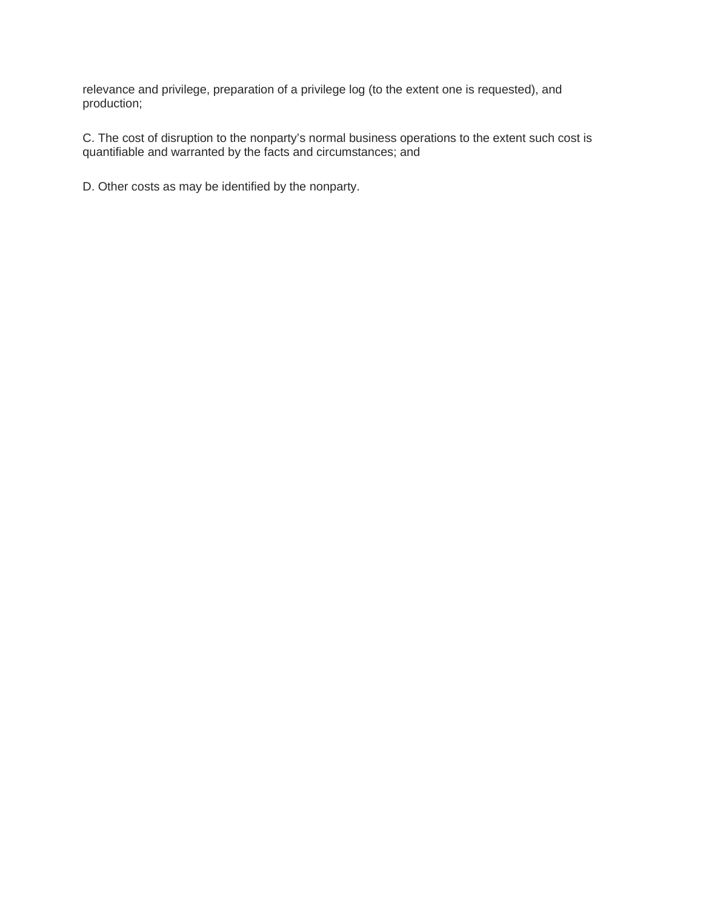relevance and privilege, preparation of a privilege log (to the extent one is requested), and production;

C. The cost of disruption to the nonparty's normal business operations to the extent such cost is quantifiable and warranted by the facts and circumstances; and

D. Other costs as may be identified by the nonparty.